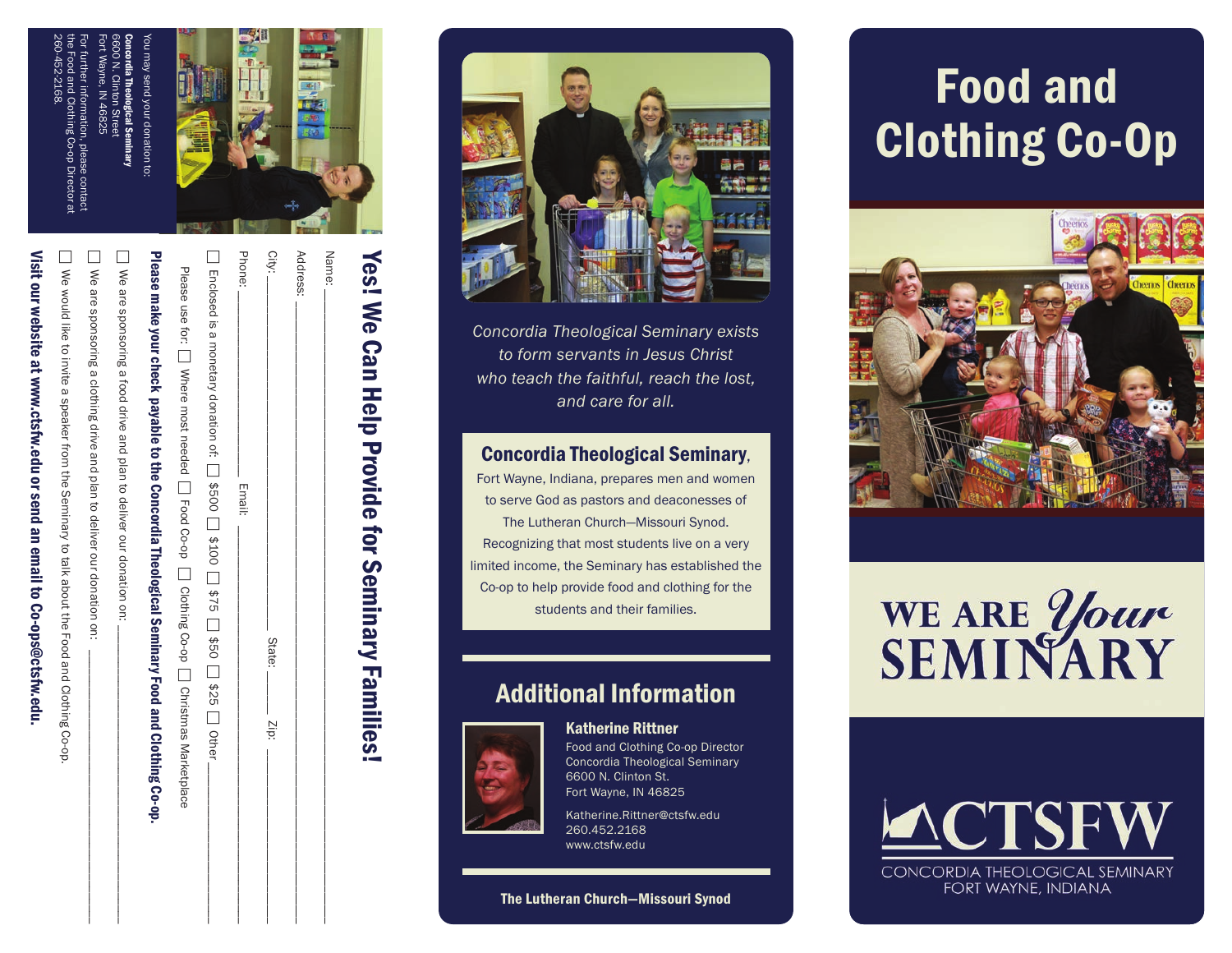# Yes! We Can Help Provide for Seminary Families!

Name: ___________________________________________

Address: ___________________________________________

City: ____________________ State: ______ Zip: __________

Phone: ____________________ Email: ____________________

☐ Enclosed is a monetary donation of: ☐ $500 ☐ $100 ☐ $75 ☐ $50 ☐ $25 ☐ Other ________

Please use for: ☐ Where most needed ☐ Food Co-op ☐ Clothing Co-op ☐ Christmas Marketplace

**Please make your check payable to the Concordia Theological Seminary Food and Clothing Co-op.**

☐ We are sponsoring a food drive and plan to deliver our donation on: ____________________

☐ We are sponsoring a clothing drive and plan to deliver our donation on: ____________________

☐ We would like to invite a speaker from the Seminary to talk about the Food and Clothing Co-op.

**Visit our website at www.ctsfw.edu or send an email to Co-ops@ctsfw.edu.**

You may send your donation to:

**Concordia Theological Seminary**
6600 N. Clinton Street
Fort Wayne, IN 46825

For further information, please contact the Food and Clothing Co-op Director at 260-452-2168.

*Concordia Theological Seminary exists to form servants in Jesus Christ who teach the faithful, reach the lost, and care for all.*

**Concordia Theological Seminary**, Fort Wayne, Indiana, prepares men and women to serve God as pastors and deaconesses of The Lutheran Church—Missouri Synod. Recognizing that most students live on a very limited income, the Seminary has established the Co-op to help provide food and clothing for the students and their families.

## Additional Information

**Katherine Rittner**
Food and Clothing Co-op Director
Concordia Theological Seminary
6600 N. Clinton St.
Fort Wayne, IN 46825

Katherine.Rittner@ctsfw.edu
260.452.2168
www.ctsfw.edu

**The Lutheran Church—Missouri Synod**

# Food and Clothing Co-Op

WE ARE *Your* SEMINARY

CTSFW
CONCORDIA THEOLOGICAL SEMINARY
FORT WAYNE, INDIANA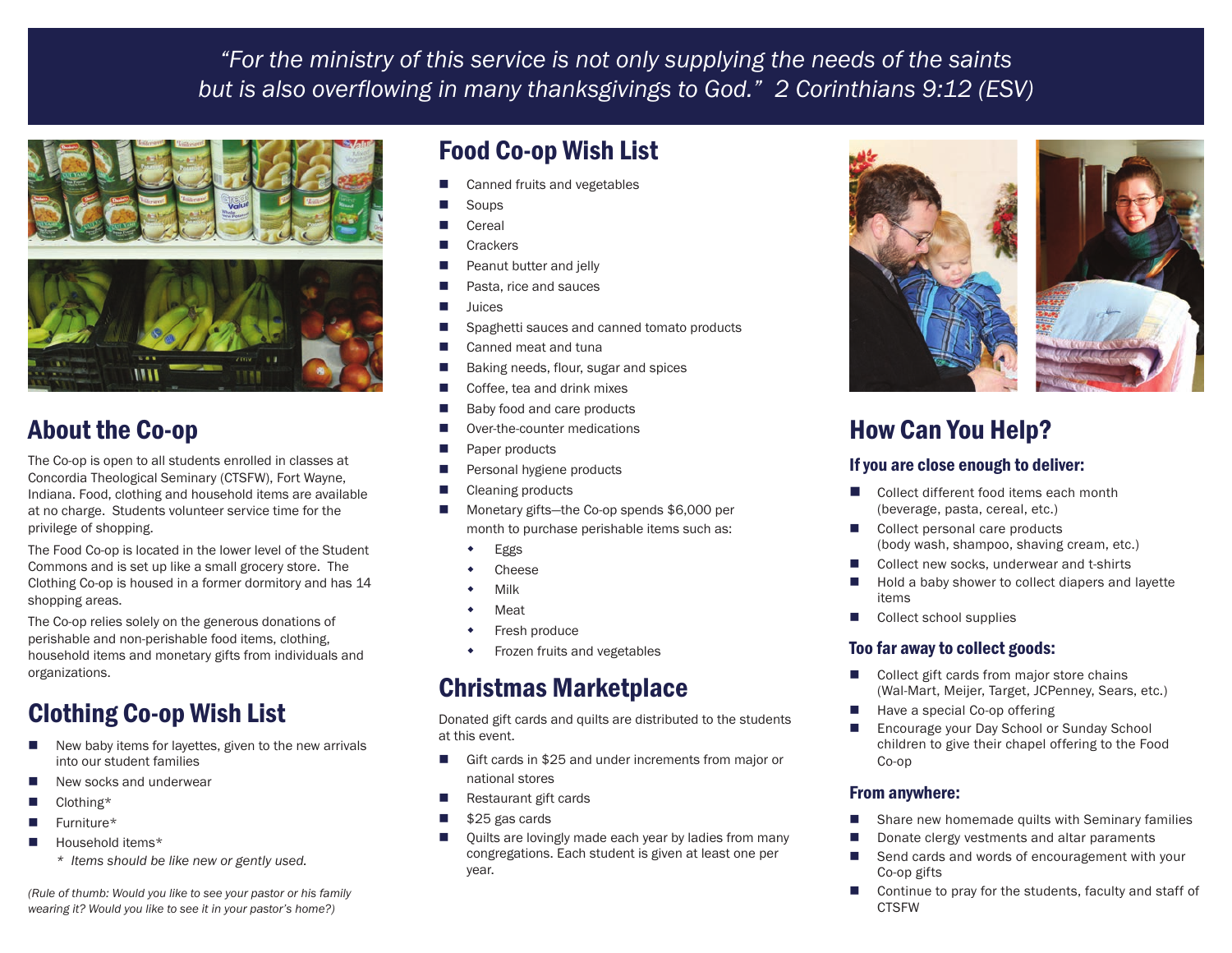*"For the ministry of this service is not only supplying the needs of the saints but is also overflowing in many thanksgivings to God." 2 Corinthians 9:12 (ESV)*

## About the Co-op

The Co-op is open to all students enrolled in classes at Concordia Theological Seminary (CTSFW), Fort Wayne, Indiana. Food, clothing and household items are available at no charge. Students volunteer service time for the privilege of shopping.

The Food Co-op is located in the lower level of the Student Commons and is set up like a small grocery store. The Clothing Co-op is housed in a former dormitory and has 14 shopping areas.

The Co-op relies solely on the generous donations of perishable and non-perishable food items, clothing, household items and monetary gifts from individuals and organizations.

## Clothing Co-op Wish List

- New baby items for layettes, given to the new arrivals into our student families
- New socks and underwear
- Clothing*
- Furniture*
- Household items*
  - *\* Items should be like new or gently used.*

*(Rule of thumb: Would you like to see your pastor or his family wearing it? Would you like to see it in your pastor's home?)*

## Food Co-op Wish List

- Canned fruits and vegetables
- Soups
- Cereal
- Crackers
- Peanut butter and jelly
- Pasta, rice and sauces
- Juices
- Spaghetti sauces and canned tomato products
- Canned meat and tuna
- Baking needs, flour, sugar and spices
- Coffee, tea and drink mixes
- Baby food and care products
- Over-the-counter medications
- Paper products
- Personal hygiene products
- Cleaning products
- Monetary gifts—the Co-op spends $6,000 per month to purchase perishable items such as:
  - Eggs
  - Cheese
  - Milk
  - Meat
  - Fresh produce
  - Frozen fruits and vegetables

## Christmas Marketplace

Donated gift cards and quilts are distributed to the students at this event.

- Gift cards in $25 and under increments from major or national stores
- Restaurant gift cards
- $25 gas cards
- Quilts are lovingly made each year by ladies from many congregations. Each student is given at least one per year.

## How Can You Help?

### If you are close enough to deliver:

- Collect different food items each month (beverage, pasta, cereal, etc.)
- Collect personal care products (body wash, shampoo, shaving cream, etc.)
- Collect new socks, underwear and t-shirts
- Hold a baby shower to collect diapers and layette items
- Collect school supplies

### Too far away to collect goods:

- Collect gift cards from major store chains (Wal-Mart, Meijer, Target, JCPenney, Sears, etc.)
- Have a special Co-op offering
- Encourage your Day School or Sunday School children to give their chapel offering to the Food Co-op

### From anywhere:

- Share new homemade quilts with Seminary families
- Donate clergy vestments and altar paraments
- Send cards and words of encouragement with your Co-op gifts
- Continue to pray for the students, faculty and staff of CTSFW